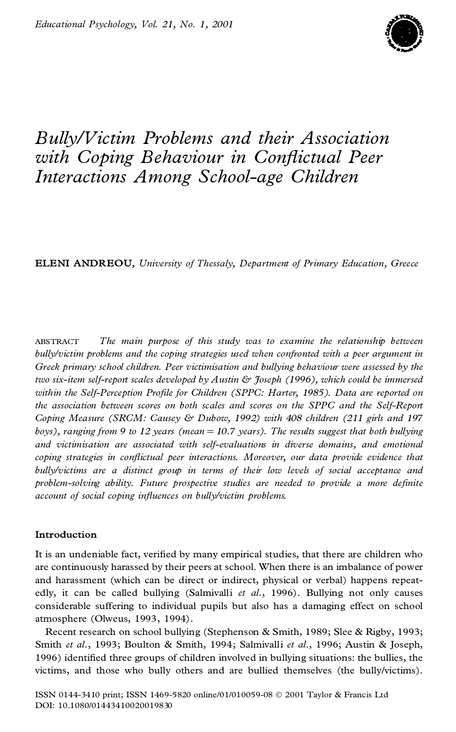# *Bully/Victim Problems and their Association with Coping Behaviour in Conflictual Peer Interactions Among School-age Children*

**ELENI ANDREOU,** *University of Thessaly, Department of Primary Education, Greece*

ABSTRACT *The main purpose of this study was to examine the relationship between bully/victim problems and the coping strategies used when confronted with a peer argument in Greek primary school children. Peer victimisation and bullying behaviour were assessed by the two six-item self-report scales developed by Austin & Joseph (1996), which could be immersed within the Self-Perception Profile for Children (SPPC: Harter, 1985). Data are reported on the association between scores on both scales and scores on the SPPC and the Self-Report Coping Measure (SRCM: Causey & Dubow, 1992) with 408 children (211 girls and 197 boys), ranging from 9 to 12 years (mean = 10.7 years). The results suggest that both bullying and victimisation are associated with self-evaluations in diverse domains, and emotional coping strategies in conflictual peer interactions. Moreover, our data provide evidence that bully/victims are a distinct group in terms of their low levels of social acceptance and problem-solving ability. Future prospective studies are needed to provide a more definite account of social coping influences on bully/victim problems.*

## Introduction

It is an undeniable fact, verified by many empirical studies, that there are children who are continuously harassed by their peers at school. When there is an imbalance of power and harassment (which can be direct or indirect, physical or verbal) happens repeatedly, it can be called bullying (Salmivalli *et al.*, 1996). Bullying not only causes considerable suffering to individual pupils but also has a damaging effect on school atmosphere (Olweus, 1993, 1994).

Recent research on school bullying (Stephenson & Smith, 1989; Slee & Rigby, 1993; Smith *et al.*, 1993; Boulton & Smith, 1994; Salmivalli *et al.*, 1996; Austin & Joseph, 1996) identified three groups of children involved in bullying situations: the bullies, the victims, and those who bully others and are bullied themselves (the bully/victims).

ISSN 0144-3410 print; ISSN 1469-5820 online/01/010059-08 © 2001 Taylor & Francis Ltd
DOI: 10.1080/01443410020019830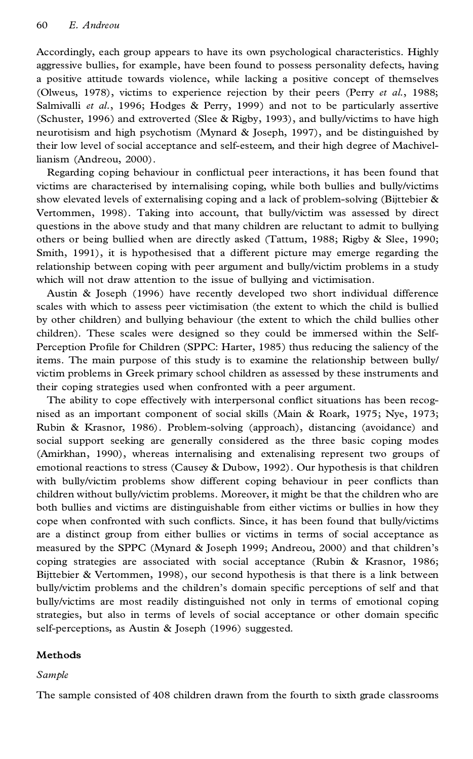Accordingly, each group appears to have its own psychological characteristics. Highly aggressive bullies, for example, have been found to possess personality defects, having a positive attitude towards violence, while lacking a positive concept of themselves (Olweus, 1978), victims to experience rejection by their peers (Perry *et al.*, 1988; Salmivalli *et al.*, 1996; Hodges & Perry, 1999) and not to be particularly assertive (Schuster, 1996) and extroverted (Slee & Rigby, 1993), and bully/victims to have high neurotisism and high psychotism (Mynard & Joseph, 1997), and be distinguished by their low level of social acceptance and self-esteem, and their high degree of Machivellianism (Andreou, 2000).

Regarding coping behaviour in conflictual peer interactions, it has been found that victims are characterised by internalising coping, while both bullies and bully/victims show elevated levels of externalising coping and a lack of problem-solving (Bijttebier & Vertommen, 1998). Taking into account, that bully/victim was assessed by direct questions in the above study and that many children are reluctant to admit to bullying others or being bullied when are directly asked (Tattum, 1988; Rigby & Slee, 1990; Smith, 1991), it is hypothesised that a different picture may emerge regarding the relationship between coping with peer argument and bully/victim problems in a study which will not draw attention to the issue of bullying and victimisation.

Austin & Joseph (1996) have recently developed two short individual difference scales with which to assess peer victimisation (the extent to which the child is bullied by other children) and bullying behaviour (the extent to which the child bullies other children). These scales were designed so they could be immersed within the Self-Perception Profile for Children (SPPC: Harter, 1985) thus reducing the saliency of the items. The main purpose of this study is to examine the relationship between bully/victim problems in Greek primary school children as assessed by these instruments and their coping strategies used when confronted with a peer argument.

The ability to cope effectively with interpersonal conflict situations has been recognised as an important component of social skills (Main & Roark, 1975; Nye, 1973; Rubin & Krasnor, 1986). Problem-solving (approach), distancing (avoidance) and social support seeking are generally considered as the three basic coping modes (Amirkhan, 1990), whereas internalising and extenalising represent two groups of emotional reactions to stress (Causey & Dubow, 1992). Our hypothesis is that children with bully/victim problems show different coping behaviour in peer conflicts than children without bully/victim problems. Moreover, it might be that the children who are both bullies and victims are distinguishable from either victims or bullies in how they cope when confronted with such conflicts. Since, it has been found that bully/victims are a distinct group from either bullies or victims in terms of social acceptance as measured by the SPPC (Mynard & Joseph 1999; Andreou, 2000) and that children's coping strategies are associated with social acceptance (Rubin & Krasnor, 1986; Bijttebier & Vertommen, 1998), our second hypothesis is that there is a link between bully/victim problems and the children's domain specific perceptions of self and that bully/victims are most readily distinguished not only in terms of emotional coping strategies, but also in terms of levels of social acceptance or other domain specific self-perceptions, as Austin & Joseph (1996) suggested.

## Methods

### *Sample*

The sample consisted of 408 children drawn from the fourth to sixth grade classrooms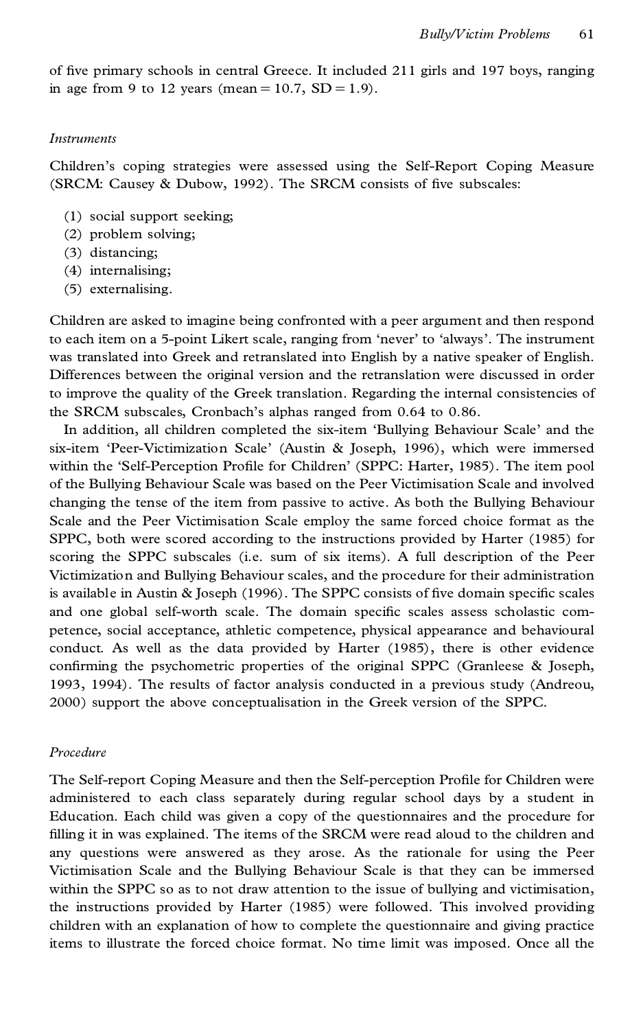of five primary schools in central Greece. It included 211 girls and 197 boys, ranging in age from 9 to 12 years (mean = 10.7, SD = 1.9).

### *Instruments*

Children's coping strategies were assessed using the Self-Report Coping Measure (SRCM: Causey & Dubow, 1992). The SRCM consists of five subscales:

(1) social support seeking;
(2) problem solving;
(3) distancing;
(4) internalising;
(5) externalising.

Children are asked to imagine being confronted with a peer argument and then respond to each item on a 5-point Likert scale, ranging from 'never' to 'always'. The instrument was translated into Greek and retranslated into English by a native speaker of English. Differences between the original version and the retranslation were discussed in order to improve the quality of the Greek translation. Regarding the internal consistencies of the SRCM subscales, Cronbach's alphas ranged from 0.64 to 0.86.

In addition, all children completed the six-item 'Bullying Behaviour Scale' and the six-item 'Peer-Victimization Scale' (Austin & Joseph, 1996), which were immersed within the 'Self-Perception Profile for Children' (SPPC: Harter, 1985). The item pool of the Bullying Behaviour Scale was based on the Peer Victimisation Scale and involved changing the tense of the item from passive to active. As both the Bullying Behaviour Scale and the Peer Victimisation Scale employ the same forced choice format as the SPPC, both were scored according to the instructions provided by Harter (1985) for scoring the SPPC subscales (i.e. sum of six items). A full description of the Peer Victimization and Bullying Behaviour scales, and the procedure for their administration is available in Austin & Joseph (1996). The SPPC consists of five domain specific scales and one global self-worth scale. The domain specific scales assess scholastic competence, social acceptance, athletic competence, physical appearance and behavioural conduct. As well as the data provided by Harter (1985), there is other evidence confirming the psychometric properties of the original SPPC (Granleese & Joseph, 1993, 1994). The results of factor analysis conducted in a previous study (Andreou, 2000) support the above conceptualisation in the Greek version of the SPPC.

### *Procedure*

The Self-report Coping Measure and then the Self-perception Profile for Children were administered to each class separately during regular school days by a student in Education. Each child was given a copy of the questionnaires and the procedure for filling it in was explained. The items of the SRCM were read aloud to the children and any questions were answered as they arose. As the rationale for using the Peer Victimisation Scale and the Bullying Behaviour Scale is that they can be immersed within the SPPC so as to not draw attention to the issue of bullying and victimisation, the instructions provided by Harter (1985) were followed. This involved providing children with an explanation of how to complete the questionnaire and giving practice items to illustrate the forced choice format. No time limit was imposed. Once all the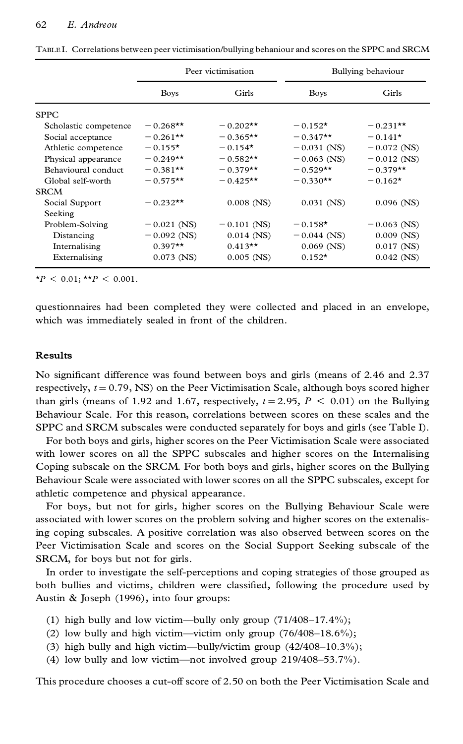TABLE I. Correlations between peer victimisation/bullying behaviour and scores on the SPPC and SRCM

| | Peer victimisation | | Bullying behaviour | |
|---|---|---|---|---|
| | Boys | Girls | Boys | Girls |
| SPPC | | | | |
| Scholastic competence | −0.268** | −0.202** | −0.152* | −0.231** |
| Social acceptance | −0.261** | −0.365** | −0.347** | −0.141* |
| Athletic competence | −0.155* | −0.154* | −0.031 (NS) | −0.072 (NS) |
| Physical appearance | −0.249** | −0.582** | −0.063 (NS) | −0.012 (NS) |
| Behavioural conduct | −0.381** | −0.379** | −0.529** | −0.379** |
| Global self-worth | −0.575** | −0.425** | −0.330** | −0.162* |
| SRCM | | | | |
| Social Support Seeking | −0.232** | 0.008 (NS) | 0.031 (NS) | 0.096 (NS) |
| Problem-Solving | −0.021 (NS) | −0.101 (NS) | −0.158* | −0.063 (NS) |
| Distancing | −0.092 (NS) | 0.014 (NS) | −0.044 (NS) | 0.009 (NS) |
| Internalising | 0.397** | 0.413** | 0.069 (NS) | 0.017 (NS) |
| Externalising | 0.073 (NS) | 0.005 (NS) | 0.152* | 0.042 (NS) |

*$P < 0.01$; **$P < 0.001$.

questionnaires had been completed they were collected and placed in an envelope, which was immediately sealed in front of the children.

## Results

No significant difference was found between boys and girls (means of 2.46 and 2.37 respectively, $t = 0.79$, NS) on the Peer Victimisation Scale, although boys scored higher than girls (means of 1.92 and 1.67, respectively, $t = 2.95$, $P < 0.01$) on the Bullying Behaviour Scale. For this reason, correlations between scores on these scales and the SPPC and SRCM subscales were conducted separately for boys and girls (see Table I).

For both boys and girls, higher scores on the Peer Victimisation Scale were associated with lower scores on all the SPPC subscales and higher scores on the Internalising Coping subscale on the SRCM. For both boys and girls, higher scores on the Bullying Behaviour Scale were associated with lower scores on all the SPPC subscales, except for athletic competence and physical appearance.

For boys, but not for girls, higher scores on the Bullying Behaviour Scale were associated with lower scores on the problem solving and higher scores on the externalising coping subscales. A positive correlation was also observed between scores on the Peer Victimisation Scale and scores on the Social Support Seeking subscale of the SRCM, for boys but not for girls.

In order to investigate the self-perceptions and coping strategies of those grouped as both bullies and victims, children were classified, following the procedure used by Austin & Joseph (1996), into four groups:

(1) high bully and low victim—bully only group (71/408–17.4%);
(2) low bully and high victim—victim only group (76/408–18.6%);
(3) high bully and high victim—bully/victim group (42/408–10.3%);
(4) low bully and low victim—not involved group 219/408–53.7%).

This procedure chooses a cut-off score of 2.50 on both the Peer Victimisation Scale and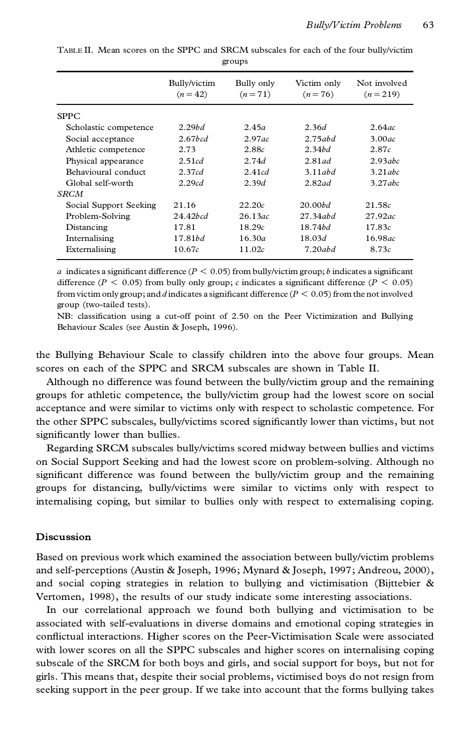TABLE II. Mean scores on the SPPC and SRCM subscales for each of the four bully/victim groups

| | Bully/victim ($n = 42$) | Bully only ($n = 71$) | Victim only ($n = 76$) | Not involved ($n = 219$) |
|---|---|---|---|---|
| SPPC | | | | |
| Scholastic competence | 2.29*bd* | 2.45*a* | 2.36*d* | 2.64*ac* |
| Social acceptance | 2.67*bcd* | 2.97*ac* | 2.75*abd* | 3.00*ac* |
| Athletic competence | 2.73 | 2.88*c* | 2.34*bd* | 2.87*c* |
| Physical appearance | 2.51*cd* | 2.74*d* | 2.81*ad* | 2.93*abc* |
| Behavioural conduct | 2.37*cd* | 2.41*cd* | 3.11*abd* | 3.21*abc* |
| Global self-worth | 2.29*cd* | 2.39*d* | 2.82*ad* | 3.27*abc* |
| *SRCM* | | | | |
| Social Support Seeking | 21.16 | 22.20*c* | 20.00*bd* | 21.58*c* |
| Problem-Solving | 24.42*bcd* | 26.13*ac* | 27.34*abd* | 27.92*ac* |
| Distancing | 17.81 | 18.29*c* | 18.74*bd* | 17.83*c* |
| Internalising | 17.81*bd* | 16.30*a* | 18.03*d* | 16.98*ac* |
| Externalising | 10.67*c* | 11.02*c* | 7.20*abd* | 8.73*c* |

*a* indicates a significant difference ($P < 0.05$) from bully/victim group; *b* indicates a significant difference ($P < 0.05$) from bully only group; *c* indicates a significant difference ($P < 0.05$) from victim only group; and *d* indicates a significant difference ($P < 0.05$) from the not involved group (two-tailed tests).

NB: classification using a cut-off point of 2.50 on the Peer Victimization and Bullying Behaviour Scales (see Austin & Joseph, 1996).

the Bullying Behaviour Scale to classify children into the above four groups. Mean scores on each of the SPPC and SRCM subscales are shown in Table II.

Although no difference was found between the bully/victim group and the remaining groups for athletic competence, the bully/victim group had the lowest score on social acceptance and were similar to victims only with respect to scholastic competence. For the other SPPC subscales, bully/victims scored significantly lower than victims, but not significantly lower than bullies.

Regarding SRCM subscales bully/victims scored midway between bullies and victims on Social Support Seeking and had the lowest score on problem-solving. Although no significant difference was found between the bully/victim group and the remaining groups for distancing, bully/victims were similar to victims only with respect to internalising coping, but similar to bullies only with respect to externalising coping.

## Discussion

Based on previous work which examined the association between bully/victim problems and self-perceptions (Austin & Joseph, 1996; Mynard & Joseph, 1997; Andreou, 2000), and social coping strategies in relation to bullying and victimisation (Bijttebier & Vertomen, 1998), the results of our study indicate some interesting associations.

In our correlational approach we found both bullying and victimisation to be associated with self-evaluations in diverse domains and emotional coping strategies in conflictual interactions. Higher scores on the Peer-Victimisation Scale were associated with lower scores on all the SPPC subscales and higher scores on internalising coping subscale of the SRCM for both boys and girls, and social support for boys, but not for girls. This means that, despite their social problems, victimised boys do not resign from seeking support in the peer group. If we take into account that the forms bullying takes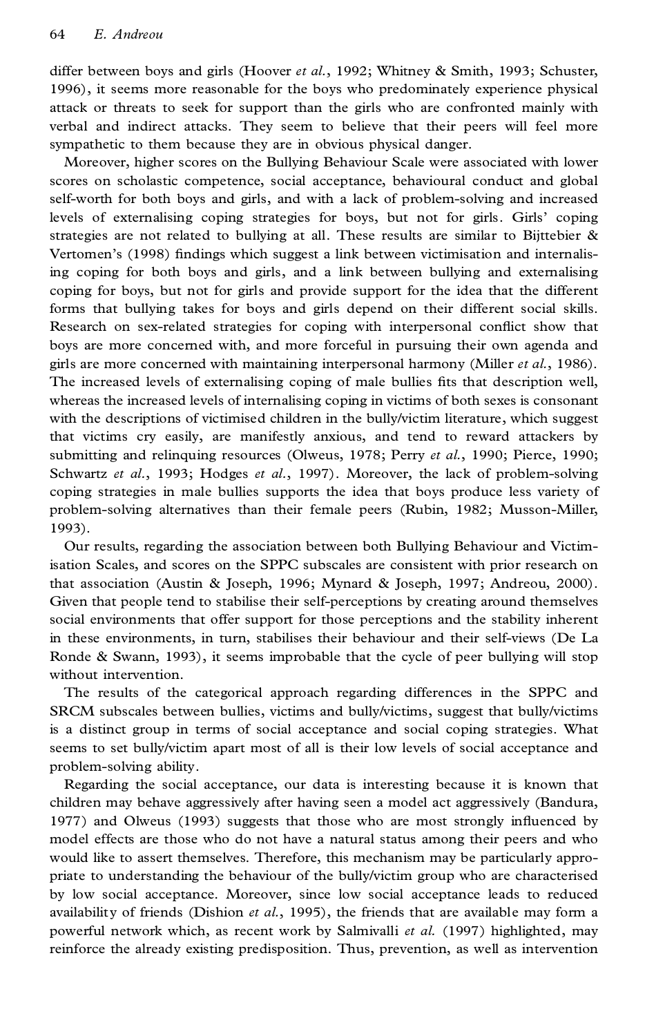differ between boys and girls (Hoover *et al.*, 1992; Whitney & Smith, 1993; Schuster, 1996), it seems more reasonable for the boys who predominately experience physical attack or threats to seek for support than the girls who are confronted mainly with verbal and indirect attacks. They seem to believe that their peers will feel more sympathetic to them because they are in obvious physical danger.

Moreover, higher scores on the Bullying Behaviour Scale were associated with lower scores on scholastic competence, social acceptance, behavioural conduct and global self-worth for both boys and girls, and with a lack of problem-solving and increased levels of externalising coping strategies for boys, but not for girls. Girls' coping strategies are not related to bullying at all. These results are similar to Bijttebier & Vertomen's (1998) findings which suggest a link between victimisation and internalising coping for both boys and girls, and a link between bullying and externalising coping for boys, but not for girls and provide support for the idea that the different forms that bullying takes for boys and girls depend on their different social skills. Research on sex-related strategies for coping with interpersonal conflict show that boys are more concerned with, and more forceful in pursuing their own agenda and girls are more concerned with maintaining interpersonal harmony (Miller *et al.*, 1986). The increased levels of externalising coping of male bullies fits that description well, whereas the increased levels of internalising coping in victims of both sexes is consonant with the descriptions of victimised children in the bully/victim literature, which suggest that victims cry easily, are manifestly anxious, and tend to reward attackers by submitting and relinquing resources (Olweus, 1978; Perry *et al.*, 1990; Pierce, 1990; Schwartz *et al.*, 1993; Hodges *et al.*, 1997). Moreover, the lack of problem-solving coping strategies in male bullies supports the idea that boys produce less variety of problem-solving alternatives than their female peers (Rubin, 1982; Musson-Miller, 1993).

Our results, regarding the association between both Bullying Behaviour and Victimisation Scales, and scores on the SPPC subscales are consistent with prior research on that association (Austin & Joseph, 1996; Mynard & Joseph, 1997; Andreou, 2000). Given that people tend to stabilise their self-perceptions by creating around themselves social environments that offer support for those perceptions and the stability inherent in these environments, in turn, stabilises their behaviour and their self-views (De La Ronde & Swann, 1993), it seems improbable that the cycle of peer bullying will stop without intervention.

The results of the categorical approach regarding differences in the SPPC and SRCM subscales between bullies, victims and bully/victims, suggest that bully/victims is a distinct group in terms of social acceptance and social coping strategies. What seems to set bully/victim apart most of all is their low levels of social acceptance and problem-solving ability.

Regarding the social acceptance, our data is interesting because it is known that children may behave aggressively after having seen a model act aggressively (Bandura, 1977) and Olweus (1993) suggests that those who are most strongly influenced by model effects are those who do not have a natural status among their peers and who would like to assert themselves. Therefore, this mechanism may be particularly appropriate to understanding the behaviour of the bully/victim group who are characterised by low social acceptance. Moreover, since low social acceptance leads to reduced availability of friends (Dishion *et al.*, 1995), the friends that are available may form a powerful network which, as recent work by Salmivalli *et al.* (1997) highlighted, may reinforce the already existing predisposition. Thus, prevention, as well as intervention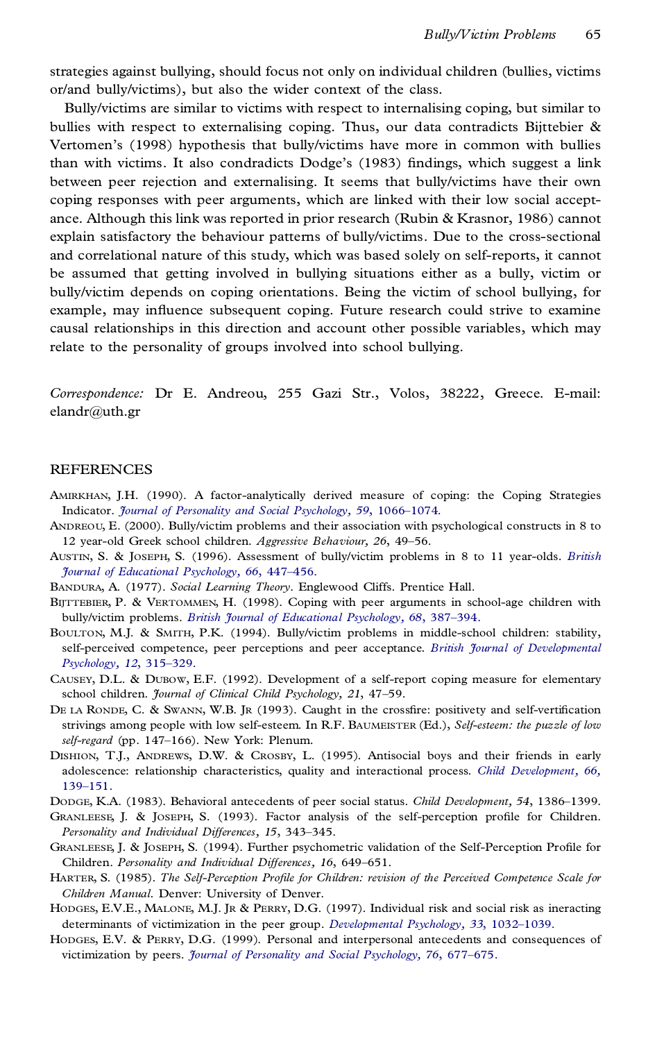strategies against bullying, should focus not only on individual children (bullies, victims or/and bully/victims), but also the wider context of the class.

Bully/victims are similar to victims with respect to internalising coping, but similar to bullies with respect to externalising coping. Thus, our data contradicts Bijttebier & Vertomen's (1998) hypothesis that bully/victims have more in common with bullies than with victims. It also condradicts Dodge's (1983) findings, which suggest a link between peer rejection and externalising. It seems that bully/victims have their own coping responses with peer arguments, which are linked with their low social acceptance. Although this link was reported in prior research (Rubin & Krasnor, 1986) cannot explain satisfactory the behaviour patterns of bully/victims. Due to the cross-sectional and correlational nature of this study, which was based solely on self-reports, it cannot be assumed that getting involved in bullying situations either as a bully, victim or bully/victim depends on coping orientations. Being the victim of school bullying, for example, may influence subsequent coping. Future research could strive to examine causal relationships in this direction and account other possible variables, which may relate to the personality of groups involved into school bullying.

*Correspondence:* Dr E. Andreou, 255 Gazi Str., Volos, 38222, Greece. E-mail: elandr@uth.gr

## REFERENCES

Amirkhan, J.H. (1990). A factor-analytically derived measure of coping: the Coping Strategies Indicator. *Journal of Personality and Social Psychology*, *59*, 1066–1074.

Andreou, E. (2000). Bully/victim problems and their association with psychological constructs in 8 to 12 year-old Greek school children. *Aggressive Behaviour*, *26*, 49–56.

Austin, S. & Joseph, S. (1996). Assessment of bully/victim problems in 8 to 11 year-olds. *British Journal of Educational Psychology*, *66*, 447–456.

Bandura, A. (1977). *Social Learning Theory*. Englewood Cliffs. Prentice Hall.

Bijttebier, P. & Vertommen, H. (1998). Coping with peer arguments in school-age children with bully/victim problems. *British Journal of Educational Psychology*, *68*, 387–394.

Boulton, M.J. & Smith, P.K. (1994). Bully/victim problems in middle-school children: stability, self-perceived competence, peer perceptions and peer acceptance. *British Journal of Developmental Psychology*, *12*, 315–329.

Causey, D.L. & Dubow, E.F. (1992). Development of a self-report coping measure for elementary school children. *Journal of Clinical Child Psychology*, *21*, 47–59.

De la Ronde, C. & Swann, W.B. Jr (1993). Caught in the crossfire: positivety and self-vertification strivings among people with low self-esteem. In R.F. Baumeister (Ed.), *Self-esteem: the puzzle of low self-regard* (pp. 147–166). New York: Plenum.

Dishion, T.J., Andrews, D.W. & Crosby, L. (1995). Antisocial boys and their friends in early adolescence: relationship characteristics, quality and interactional process. *Child Development*, *66*, 139–151.

Dodge, K.A. (1983). Behavioral antecedents of peer social status. *Child Development*, *54*, 1386–1399.

Granleese, J. & Joseph, S. (1993). Factor analysis of the self-perception profile for Children. *Personality and Individual Differences*, *15*, 343–345.

Granleese, J. & Joseph, S. (1994). Further psychometric validation of the Self-Perception Profile for Children. *Personality and Individual Differences*, *16*, 649–651.

Harter, S. (1985). *The Self-Perception Profile for Children: revision of the Perceived Competence Scale for Children Manual*. Denver: University of Denver.

Hodges, E.V.E., Malone, M.J. Jr & Perry, D.G. (1997). Individual risk and social risk as ineracting determinants of victimization in the peer group. *Developmental Psychology*, *33*, 1032–1039.

Hodges, E.V. & Perry, D.G. (1999). Personal and interpersonal antecedents and consequences of victimization by peers. *Journal of Personality and Social Psychology*, *76*, 677–675.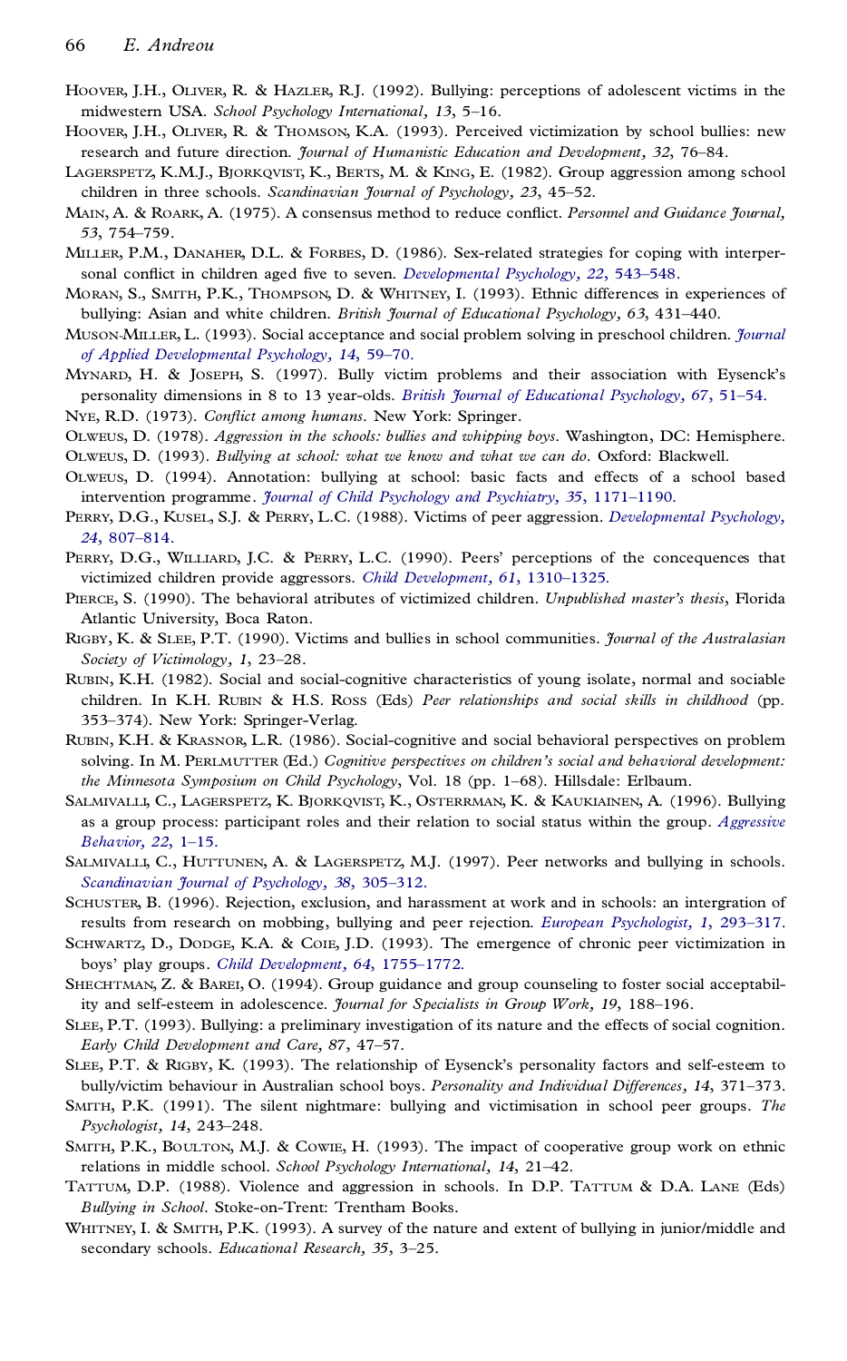Hoover, J.H., Oliver, R. & Hazler, R.J. (1992). Bullying: perceptions of adolescent victims in the midwestern USA. *School Psychology International, 13*, 5–16.

Hoover, J.H., Oliver, R. & Thomson, K.A. (1993). Perceived victimization by school bullies: new research and future direction. *Journal of Humanistic Education and Development, 32*, 76–84.

Lagerspetz, K.M.J., Bjorkqvist, K., Berts, M. & King, E. (1982). Group aggression among school children in three schools. *Scandinavian Journal of Psychology, 23*, 45–52.

Main, A. & Roark, A. (1975). A consensus method to reduce conflict. *Personnel and Guidance Journal, 53*, 754–759.

Miller, P.M., Danaher, D.L. & Forbes, D. (1986). Sex-related strategies for coping with interpersonal conflict in children aged five to seven. *Developmental Psychology, 22*, 543–548.

Moran, S., Smith, P.K., Thompson, D. & Whitney, I. (1993). Ethnic differences in experiences of bullying: Asian and white children. *British Journal of Educational Psychology, 63*, 431–440.

Muson-Miller, L. (1993). Social acceptance and social problem solving in preschool children. *Journal of Applied Developmental Psychology, 14*, 59–70.

Mynard, H. & Joseph, S. (1997). Bully victim problems and their association with Eysenck's personality dimensions in 8 to 13 year-olds. *British Journal of Educational Psychology, 67*, 51–54.

Nye, R.D. (1973). *Conflict among humans*. New York: Springer.

Olweus, D. (1978). *Aggression in the schools: bullies and whipping boys*. Washington, DC: Hemisphere.

Olweus, D. (1993). *Bullying at school: what we know and what we can do*. Oxford: Blackwell.

Olweus, D. (1994). Annotation: bullying at school: basic facts and effects of a school based intervention programme. *Journal of Child Psychology and Psychiatry, 35*, 1171–1190.

Perry, D.G., Kusel, S.J. & Perry, L.C. (1988). Victims of peer aggression. *Developmental Psychology, 24*, 807–814.

Perry, D.G., Williard, J.C. & Perry, L.C. (1990). Peers' perceptions of the concequences that victimized children provide aggressors. *Child Development, 61*, 1310–1325.

Pierce, S. (1990). The behavioral atributes of victimized children. *Unpublished master's thesis*, Florida Atlantic University, Boca Raton.

Rigby, K. & Slee, P.T. (1990). Victims and bullies in school communities. *Journal of the Australasian Society of Victimology, 1*, 23–28.

Rubin, K.H. (1982). Social and social-cognitive characteristics of young isolate, normal and sociable children. In K.H. Rubin & H.S. Ross (Eds) *Peer relationships and social skills in childhood* (pp. 353–374). New York: Springer-Verlag.

Rubin, K.H. & Krasnor, L.R. (1986). Social-cognitive and social behavioral perspectives on problem solving. In M. Perlmutter (Ed.) *Cognitive perspectives on children's social and behavioral development: the Minnesota Symposium on Child Psychology*, Vol. 18 (pp. 1–68). Hillsdale: Erlbaum.

Salmivalli, C., Lagerspetz, K. Bjorkqvist, K., Osterrman, K. & Kaukiainen, A. (1996). Bullying as a group process: participant roles and their relation to social status within the group. *Aggressive Behavior, 22*, 1–15.

Salmivalli, C., Huttunen, A. & Lagerspetz, M.J. (1997). Peer networks and bullying in schools. *Scandinavian Journal of Psychology, 38*, 305–312.

Schuster, B. (1996). Rejection, exclusion, and harassment at work and in schools: an intergration of results from research on mobbing, bullying and peer rejection. *European Psychologist, 1*, 293–317.

Schwartz, D., Dodge, K.A. & Coie, J.D. (1993). The emergence of chronic peer victimization in boys' play groups. *Child Development, 64*, 1755–1772.

Shechtman, Z. & Barei, O. (1994). Group guidance and group counseling to foster social acceptability and self-esteem in adolescence. *Journal for Specialists in Group Work, 19*, 188–196.

Slee, P.T. (1993). Bullying: a preliminary investigation of its nature and the effects of social cognition. *Early Child Development and Care, 87*, 47–57.

Slee, P.T. & Rigby, K. (1993). The relationship of Eysenck's personality factors and self-esteem to bully/victim behaviour in Australian school boys. *Personality and Individual Differences, 14*, 371–373.

Smith, P.K. (1991). The silent nightmare: bullying and victimisation in school peer groups. *The Psychologist, 14*, 243–248.

Smith, P.K., Boulton, M.J. & Cowie, H. (1993). The impact of cooperative group work on ethnic relations in middle school. *School Psychology International, 14*, 21–42.

Tattum, D.P. (1988). Violence and aggression in schools. In D.P. Tattum & D.A. Lane (Eds) *Bullying in School*. Stoke-on-Trent: Trentham Books.

Whitney, I. & Smith, P.K. (1993). A survey of the nature and extent of bullying in junior/middle and secondary schools. *Educational Research, 35*, 3–25.